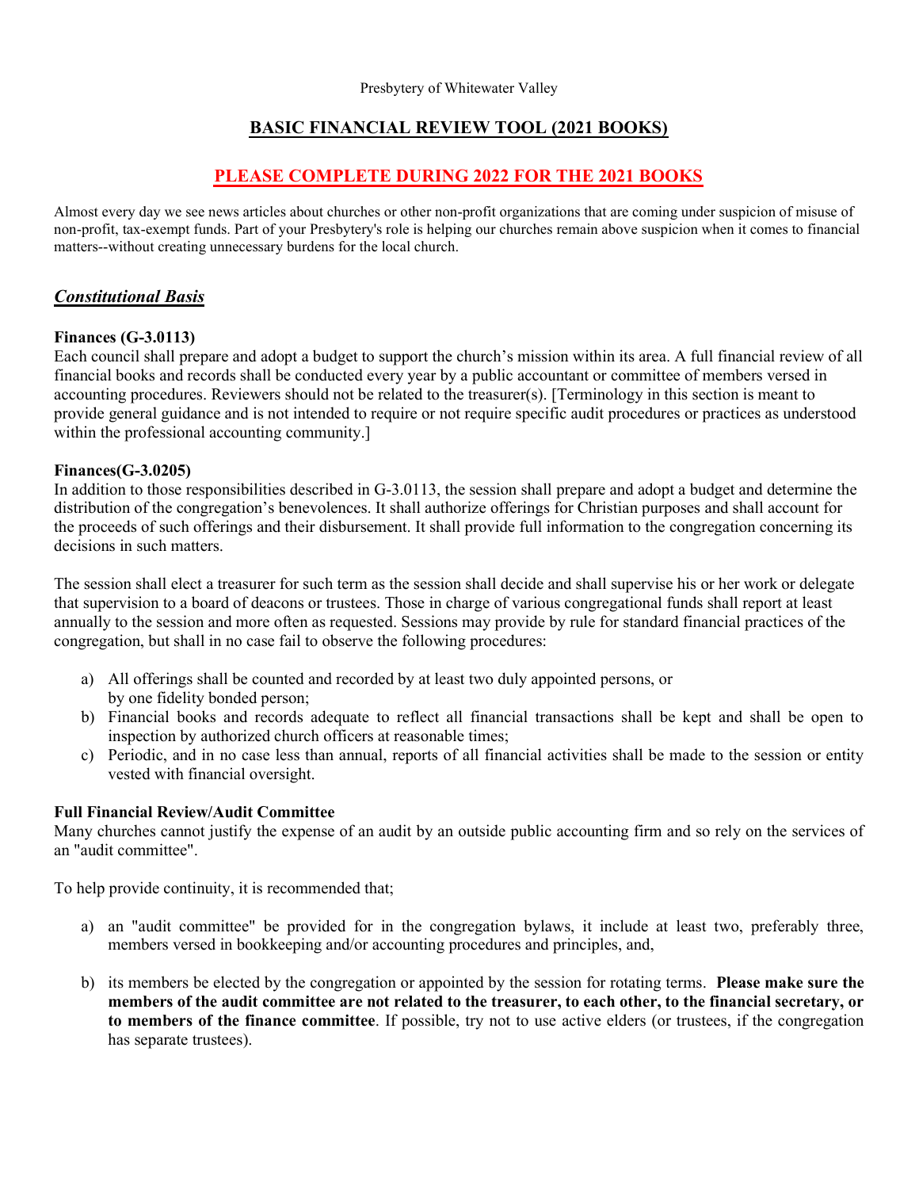Presbytery of Whitewater Valley

# BASIC FINANCIAL REVIEW TOOL (2021 BOOKS)

## PLEASE COMPLETE DURING 2022 FOR THE 2021 BOOKS

Almost every day we see news articles about churches or other non-profit organizations that are coming under suspicion of misuse of non-profit, tax-exempt funds. Part of your Presbytery's role is helping our churches remain above suspicion when it comes to financial matters--without creating unnecessary burdens for the local church.

## ***Constitutional Basis***

**Finances (G-3.0113)**
Each council shall prepare and adopt a budget to support the church's mission within its area. A full financial review of all financial books and records shall be conducted every year by a public accountant or committee of members versed in accounting procedures. Reviewers should not be related to the treasurer(s). [Terminology in this section is meant to provide general guidance and is not intended to require or not require specific audit procedures or practices as understood within the professional accounting community.]

**Finances(G-3.0205)**
In addition to those responsibilities described in G-3.0113, the session shall prepare and adopt a budget and determine the distribution of the congregation's benevolences. It shall authorize offerings for Christian purposes and shall account for the proceeds of such offerings and their disbursement. It shall provide full information to the congregation concerning its decisions in such matters.

The session shall elect a treasurer for such term as the session shall decide and shall supervise his or her work or delegate that supervision to a board of deacons or trustees. Those in charge of various congregational funds shall report at least annually to the session and more often as requested. Sessions may provide by rule for standard financial practices of the congregation, but shall in no case fail to observe the following procedures:

a) All offerings shall be counted and recorded by at least two duly appointed persons, or by one fidelity bonded person;
b) Financial books and records adequate to reflect all financial transactions shall be kept and shall be open to inspection by authorized church officers at reasonable times;
c) Periodic, and in no case less than annual, reports of all financial activities shall be made to the session or entity vested with financial oversight.

**Full Financial Review/Audit Committee**
Many churches cannot justify the expense of an audit by an outside public accounting firm and so rely on the services of an "audit committee".

To help provide continuity, it is recommended that;

a) an "audit committee" be provided for in the congregation bylaws, it include at least two, preferably three, members versed in bookkeeping and/or accounting procedures and principles, and,

b) its members be elected by the congregation or appointed by the session for rotating terms. **Please make sure the members of the audit committee are not related to the treasurer, to each other, to the financial secretary, or to members of the finance committee**. If possible, try not to use active elders (or trustees, if the congregation has separate trustees).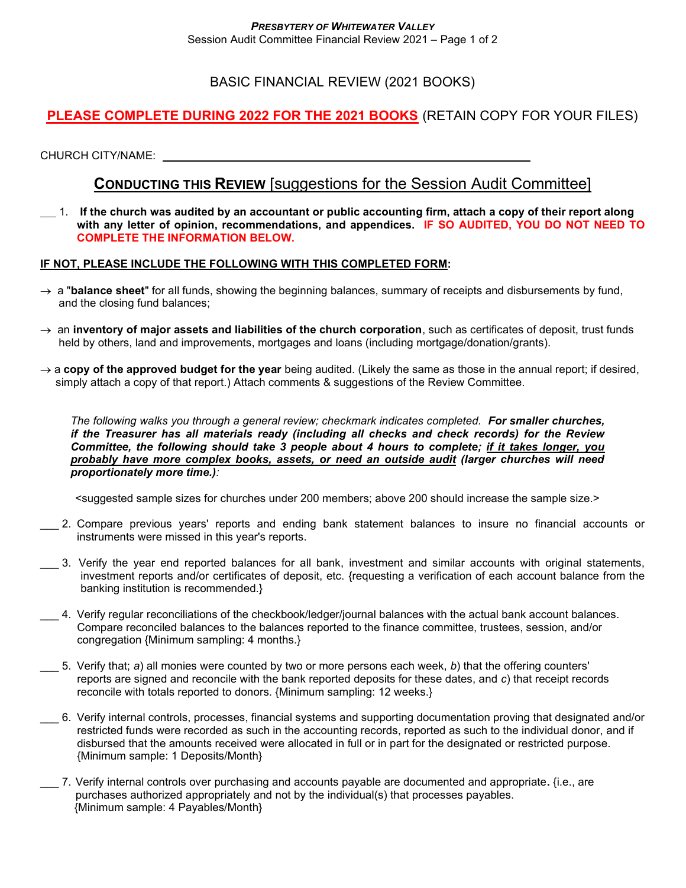*PRESBYTERY OF WHITEWATER VALLEY*

# BASIC FINANCIAL REVIEW (2021 BOOKS)

**PLEASE COMPLETE DURING 2022 FOR THE 2021 BOOKS** (RETAIN COPY FOR YOUR FILES)

CHURCH CITY/NAME: ______________________________________________

## CONDUCTING THIS REVIEW [suggestions for the Session Audit Committee]

___ 1. **If the church was audited by an accountant or public accounting firm, attach a copy of their report along with any letter of opinion, recommendations, and appendices. IF SO AUDITED, YOU DO NOT NEED TO COMPLETE THE INFORMATION BELOW.**

**IF NOT, PLEASE INCLUDE THE FOLLOWING WITH THIS COMPLETED FORM:**

→ a "**balance sheet**" for all funds, showing the beginning balances, summary of receipts and disbursements by fund, and the closing fund balances;

→ an **inventory of major assets and liabilities of the church corporation**, such as certificates of deposit, trust funds held by others, land and improvements, mortgages and loans (including mortgage/donation/grants).

→ a **copy of the approved budget for the year** being audited. (Likely the same as those in the annual report; if desired, simply attach a copy of that report.) Attach comments & suggestions of the Review Committee.

*The following walks you through a general review; checkmark indicates completed.* ***For smaller churches, if the Treasurer has all materials ready (including all checks and check records) for the Review Committee, the following should take 3 people about 4 hours to complete; if it takes longer, you probably have more complex books, assets, or need an outside audit (larger churches will need proportionately more time.)****:*

<suggested sample sizes for churches under 200 members; above 200 should increase the sample size.>

___ 2. Compare previous years' reports and ending bank statement balances to insure no financial accounts or instruments were missed in this year's reports.

___ 3. Verify the year end reported balances for all bank, investment and similar accounts with original statements, investment reports and/or certificates of deposit, etc. {requesting a verification of each account balance from the banking institution is recommended.}

___ 4. Verify regular reconciliations of the checkbook/ledger/journal balances with the actual bank account balances. Compare reconciled balances to the balances reported to the finance committee, trustees, session, and/or congregation {Minimum sampling: 4 months.}

___ 5. Verify that; *a*) all monies were counted by two or more persons each week, *b*) that the offering counters' reports are signed and reconcile with the bank reported deposits for these dates, and *c*) that receipt records reconcile with totals reported to donors. {Minimum sampling: 12 weeks.}

___ 6. Verify internal controls, processes, financial systems and supporting documentation proving that designated and/or restricted funds were recorded as such in the accounting records, reported as such to the individual donor, and if disbursed that the amounts received were allocated in full or in part for the designated or restricted purpose. {Minimum sample: 1 Deposits/Month}

___ 7. Verify internal controls over purchasing and accounts payable are documented and appropriate**.** {i.e., are purchases authorized appropriately and not by the individual(s) that processes payables. {Minimum sample: 4 Payables/Month}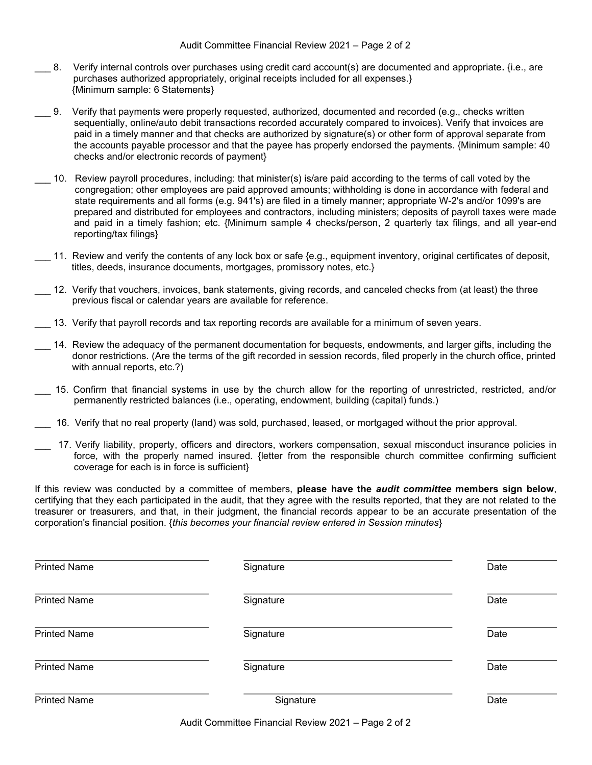___ 8. Verify internal controls over purchases using credit card account(s) are documented and appropriate**.** {i.e., are purchases authorized appropriately, original receipts included for all expenses.} {Minimum sample: 6 Statements}

___ 9. Verify that payments were properly requested, authorized, documented and recorded (e.g., checks written sequentially, online/auto debit transactions recorded accurately compared to invoices). Verify that invoices are paid in a timely manner and that checks are authorized by signature(s) or other form of approval separate from the accounts payable processor and that the payee has properly endorsed the payments. {Minimum sample: 40 checks and/or electronic records of payment}

___ 10. Review payroll procedures, including: that minister(s) is/are paid according to the terms of call voted by the congregation; other employees are paid approved amounts; withholding is done in accordance with federal and state requirements and all forms (e.g. 941's) are filed in a timely manner; appropriate W-2's and/or 1099's are prepared and distributed for employees and contractors, including ministers; deposits of payroll taxes were made and paid in a timely fashion; etc. {Minimum sample 4 checks/person, 2 quarterly tax filings, and all year-end reporting/tax filings}

___ 11. Review and verify the contents of any lock box or safe {e.g., equipment inventory, original certificates of deposit, titles, deeds, insurance documents, mortgages, promissory notes, etc.}

___ 12. Verify that vouchers, invoices, bank statements, giving records, and canceled checks from (at least) the three previous fiscal or calendar years are available for reference.

___ 13. Verify that payroll records and tax reporting records are available for a minimum of seven years.

___ 14. Review the adequacy of the permanent documentation for bequests, endowments, and larger gifts, including the donor restrictions. (Are the terms of the gift recorded in session records, filed properly in the church office, printed with annual reports, etc.?)

___ 15. Confirm that financial systems in use by the church allow for the reporting of unrestricted, restricted, and/or permanently restricted balances (i.e., operating, endowment, building (capital) funds.)

___ 16. Verify that no real property (land) was sold, purchased, leased, or mortgaged without the prior approval.

___ 17. Verify liability, property, officers and directors, workers compensation, sexual misconduct insurance policies in force, with the properly named insured. {letter from the responsible church committee confirming sufficient coverage for each is in force is sufficient}

If this review was conducted by a committee of members, **please have the *audit committee* members sign below**, certifying that they each participated in the audit, that they agree with the results reported, that they are not related to the treasurer or treasurers, and that, in their judgment, the financial records appear to be an accurate presentation of the corporation's financial position. {*this becomes your financial review entered in Session minutes*}

| | | |
|---|---|---|
| Printed Name | Signature | Date |
| Printed Name | Signature | Date |
| Printed Name | Signature | Date |
| Printed Name | Signature | Date |
| Printed Name | Signature | Date |